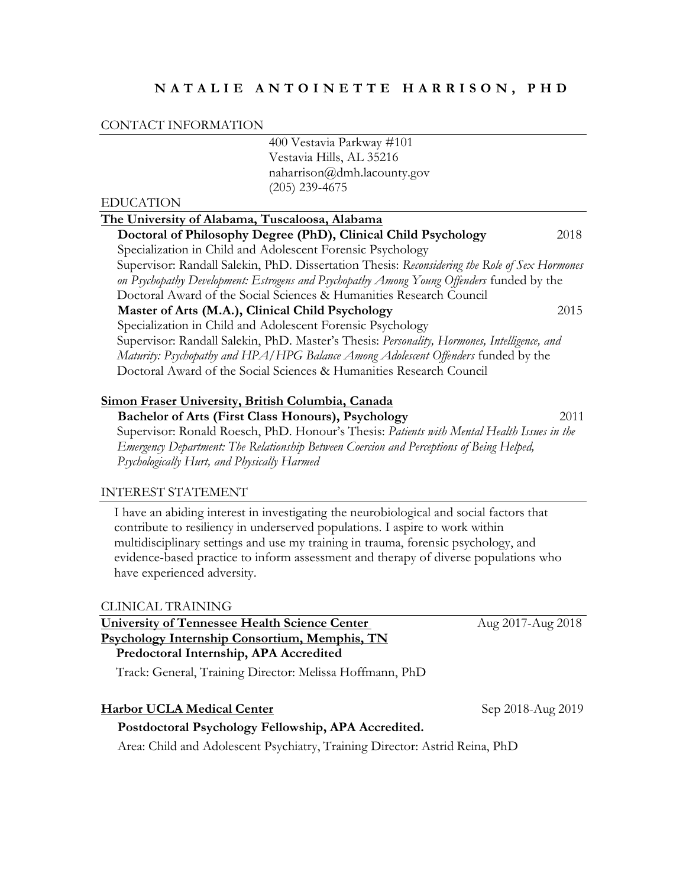# NATALIE ANTOINETTE HARRISON, PHD

## CONTACT INFORMATION

400 Vestavia Parkway #101
Vestavia Hills, AL 35216
naharrison@dmh.lacounty.gov
(205) 239-4675

## EDUCATION

**The University of Alabama, Tuscaloosa, Alabama**

**Doctoral of Philosophy Degree (PhD), Clinical Child Psychology** 2018
Specialization in Child and Adolescent Forensic Psychology
Supervisor: Randall Salekin, PhD. Dissertation Thesis: *Reconsidering the Role of Sex Hormones on Psychopathy Development: Estrogens and Psychopathy Among Young Offenders* funded by the Doctoral Award of the Social Sciences & Humanities Research Council

**Master of Arts (M.A.), Clinical Child Psychology** 2015
Specialization in Child and Adolescent Forensic Psychology
Supervisor: Randall Salekin, PhD. Master's Thesis: *Personality, Hormones, Intelligence, and Maturity: Psychopathy and HPA/HPG Balance Among Adolescent Offenders* funded by the Doctoral Award of the Social Sciences & Humanities Research Council

**Simon Fraser University, British Columbia, Canada**

**Bachelor of Arts (First Class Honours), Psychology** 2011
Supervisor: Ronald Roesch, PhD. Honour's Thesis: *Patients with Mental Health Issues in the Emergency Department: The Relationship Between Coercion and Perceptions of Being Helped, Psychologically Hurt, and Physically Harmed*

## INTEREST STATEMENT

I have an abiding interest in investigating the neurobiological and social factors that contribute to resiliency in underserved populations. I aspire to work within multidisciplinary settings and use my training in trauma, forensic psychology, and evidence-based practice to inform assessment and therapy of diverse populations who have experienced adversity.

## CLINICAL TRAINING

**University of Tennessee Health Science Center Psychology Internship Consortium, Memphis, TN** Aug 2017-Aug 2018

**Predoctoral Internship, APA Accredited**

Track: General, Training Director: Melissa Hoffmann, PhD

**Harbor UCLA Medical Center** Sep 2018-Aug 2019

**Postdoctoral Psychology Fellowship, APA Accredited.**

Area: Child and Adolescent Psychiatry, Training Director: Astrid Reina, PhD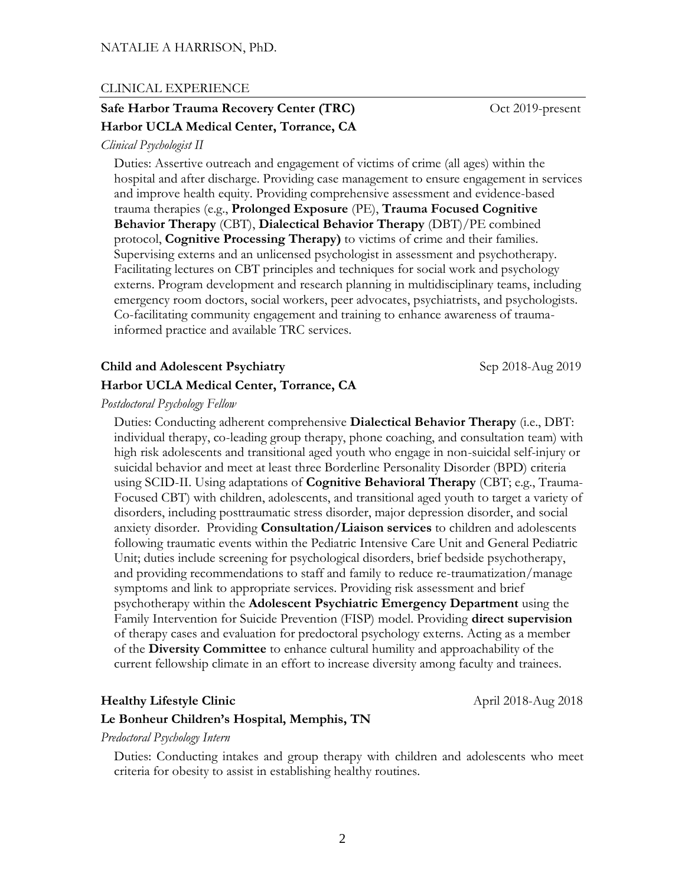## CLINICAL EXPERIENCE

**Safe Harbor Trauma Recovery Center (TRC)** Oct 2019-present
**Harbor UCLA Medical Center, Torrance, CA**
*Clinical Psychologist II*

Duties: Assertive outreach and engagement of victims of crime (all ages) within the hospital and after discharge. Providing case management to ensure engagement in services and improve health equity. Providing comprehensive assessment and evidence-based trauma therapies (e.g., **Prolonged Exposure** (PE), **Trauma Focused Cognitive Behavior Therapy** (CBT), **Dialectical Behavior Therapy** (DBT)/PE combined protocol, **Cognitive Processing Therapy)** to victims of crime and their families. Supervising externs and an unlicensed psychologist in assessment and psychotherapy. Facilitating lectures on CBT principles and techniques for social work and psychology externs. Program development and research planning in multidisciplinary teams, including emergency room doctors, social workers, peer advocates, psychiatrists, and psychologists. Co-facilitating community engagement and training to enhance awareness of trauma-informed practice and available TRC services.

**Child and Adolescent Psychiatry** Sep 2018-Aug 2019
**Harbor UCLA Medical Center, Torrance, CA**
*Postdoctoral Psychology Fellow*

Duties: Conducting adherent comprehensive **Dialectical Behavior Therapy** (i.e., DBT: individual therapy, co-leading group therapy, phone coaching, and consultation team) with high risk adolescents and transitional aged youth who engage in non-suicidal self-injury or suicidal behavior and meet at least three Borderline Personality Disorder (BPD) criteria using SCID-II. Using adaptations of **Cognitive Behavioral Therapy** (CBT; e.g., Trauma-Focused CBT) with children, adolescents, and transitional aged youth to target a variety of disorders, including posttraumatic stress disorder, major depression disorder, and social anxiety disorder. Providing **Consultation/Liaison services** to children and adolescents following traumatic events within the Pediatric Intensive Care Unit and General Pediatric Unit; duties include screening for psychological disorders, brief bedside psychotherapy, and providing recommendations to staff and family to reduce re-traumatization/manage symptoms and link to appropriate services. Providing risk assessment and brief psychotherapy within the **Adolescent Psychiatric Emergency Department** using the Family Intervention for Suicide Prevention (FISP) model. Providing **direct supervision** of therapy cases and evaluation for predoctoral psychology externs. Acting as a member of the **Diversity Committee** to enhance cultural humility and approachability of the current fellowship climate in an effort to increase diversity among faculty and trainees.

**Healthy Lifestyle Clinic** April 2018-Aug 2018
**Le Bonheur Children's Hospital, Memphis, TN**
*Predoctoral Psychology Intern*

Duties: Conducting intakes and group therapy with children and adolescents who meet criteria for obesity to assist in establishing healthy routines.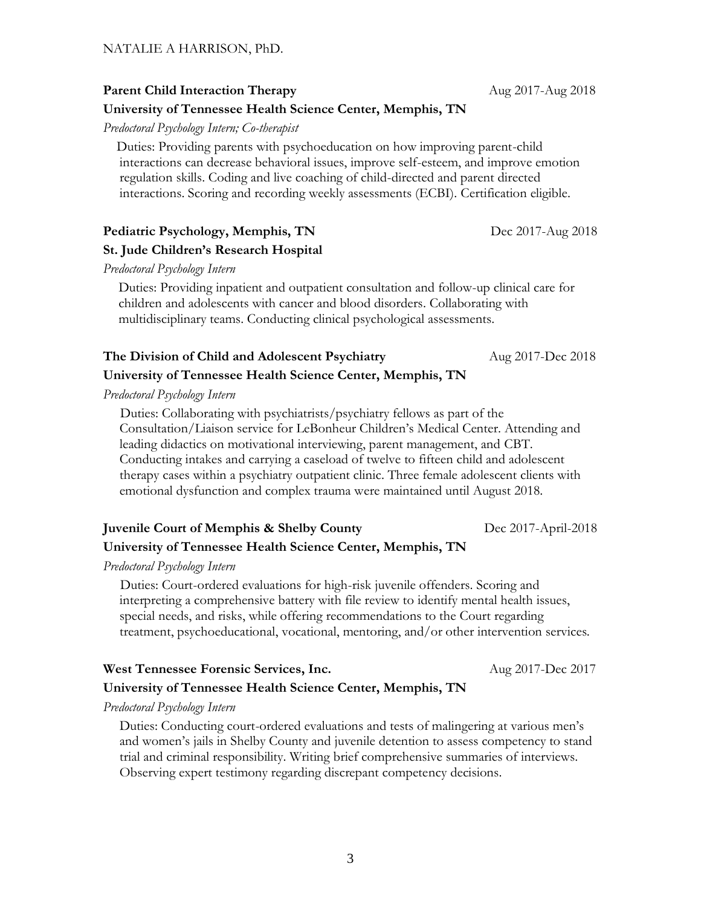**Parent Child Interaction Therapy** Aug 2017-Aug 2018

**University of Tennessee Health Science Center, Memphis, TN**

*Predoctoral Psychology Intern; Co-therapist*

Duties: Providing parents with psychoeducation on how improving parent-child interactions can decrease behavioral issues, improve self-esteem, and improve emotion regulation skills. Coding and live coaching of child-directed and parent directed interactions. Scoring and recording weekly assessments (ECBI). Certification eligible.

**Pediatric Psychology, Memphis, TN** Dec 2017-Aug 2018

**St. Jude Children's Research Hospital**

*Predoctoral Psychology Intern*

Duties: Providing inpatient and outpatient consultation and follow-up clinical care for children and adolescents with cancer and blood disorders. Collaborating with multidisciplinary teams. Conducting clinical psychological assessments.

**The Division of Child and Adolescent Psychiatry** Aug 2017-Dec 2018

**University of Tennessee Health Science Center, Memphis, TN**

*Predoctoral Psychology Intern*

Duties: Collaborating with psychiatrists/psychiatry fellows as part of the Consultation/Liaison service for LeBonheur Children's Medical Center. Attending and leading didactics on motivational interviewing, parent management, and CBT. Conducting intakes and carrying a caseload of twelve to fifteen child and adolescent therapy cases within a psychiatry outpatient clinic. Three female adolescent clients with emotional dysfunction and complex trauma were maintained until August 2018.

**Juvenile Court of Memphis & Shelby County** Dec 2017-April-2018

**University of Tennessee Health Science Center, Memphis, TN**

*Predoctoral Psychology Intern*

Duties: Court-ordered evaluations for high-risk juvenile offenders. Scoring and interpreting a comprehensive battery with file review to identify mental health issues, special needs, and risks, while offering recommendations to the Court regarding treatment, psychoeducational, vocational, mentoring, and/or other intervention services.

**West Tennessee Forensic Services, Inc.** Aug 2017-Dec 2017

**University of Tennessee Health Science Center, Memphis, TN**

*Predoctoral Psychology Intern*

Duties: Conducting court-ordered evaluations and tests of malingering at various men's and women's jails in Shelby County and juvenile detention to assess competency to stand trial and criminal responsibility. Writing brief comprehensive summaries of interviews. Observing expert testimony regarding discrepant competency decisions.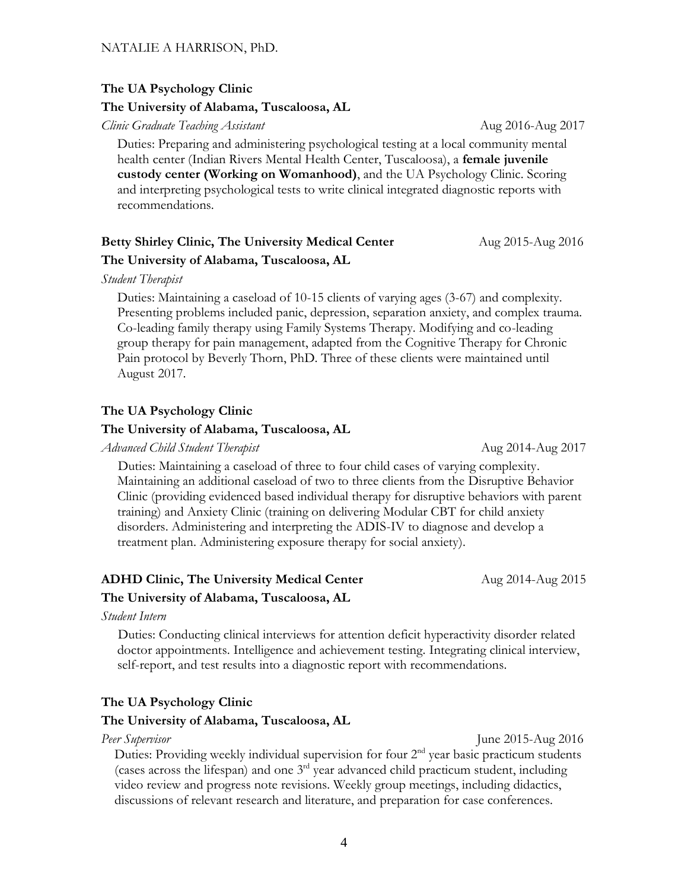**The UA Psychology Clinic**

**The University of Alabama, Tuscaloosa, AL**

*Clinic Graduate Teaching Assistant* Aug 2016-Aug 2017

Duties: Preparing and administering psychological testing at a local community mental health center (Indian Rivers Mental Health Center, Tuscaloosa), a **female juvenile custody center (Working on Womanhood)**, and the UA Psychology Clinic. Scoring and interpreting psychological tests to write clinical integrated diagnostic reports with recommendations.

**Betty Shirley Clinic, The University Medical Center** Aug 2015-Aug 2016

**The University of Alabama, Tuscaloosa, AL**

*Student Therapist*

Duties: Maintaining a caseload of 10-15 clients of varying ages (3-67) and complexity. Presenting problems included panic, depression, separation anxiety, and complex trauma. Co-leading family therapy using Family Systems Therapy. Modifying and co-leading group therapy for pain management, adapted from the Cognitive Therapy for Chronic Pain protocol by Beverly Thorn, PhD. Three of these clients were maintained until August 2017.

**The UA Psychology Clinic**

**The University of Alabama, Tuscaloosa, AL**

*Advanced Child Student Therapist* Aug 2014-Aug 2017

Duties: Maintaining a caseload of three to four child cases of varying complexity. Maintaining an additional caseload of two to three clients from the Disruptive Behavior Clinic (providing evidenced based individual therapy for disruptive behaviors with parent training) and Anxiety Clinic (training on delivering Modular CBT for child anxiety disorders. Administering and interpreting the ADIS-IV to diagnose and develop a treatment plan. Administering exposure therapy for social anxiety).

**ADHD Clinic, The University Medical Center** Aug 2014-Aug 2015

**The University of Alabama, Tuscaloosa, AL**

*Student Intern*

Duties: Conducting clinical interviews for attention deficit hyperactivity disorder related doctor appointments. Intelligence and achievement testing. Integrating clinical interview, self-report, and test results into a diagnostic report with recommendations.

**The UA Psychology Clinic**

**The University of Alabama, Tuscaloosa, AL**

*Peer Supervisor* June 2015-Aug 2016

Duties: Providing weekly individual supervision for four 2nd year basic practicum students (cases across the lifespan) and one 3rd year advanced child practicum student, including video review and progress note revisions. Weekly group meetings, including didactics, discussions of relevant research and literature, and preparation for case conferences.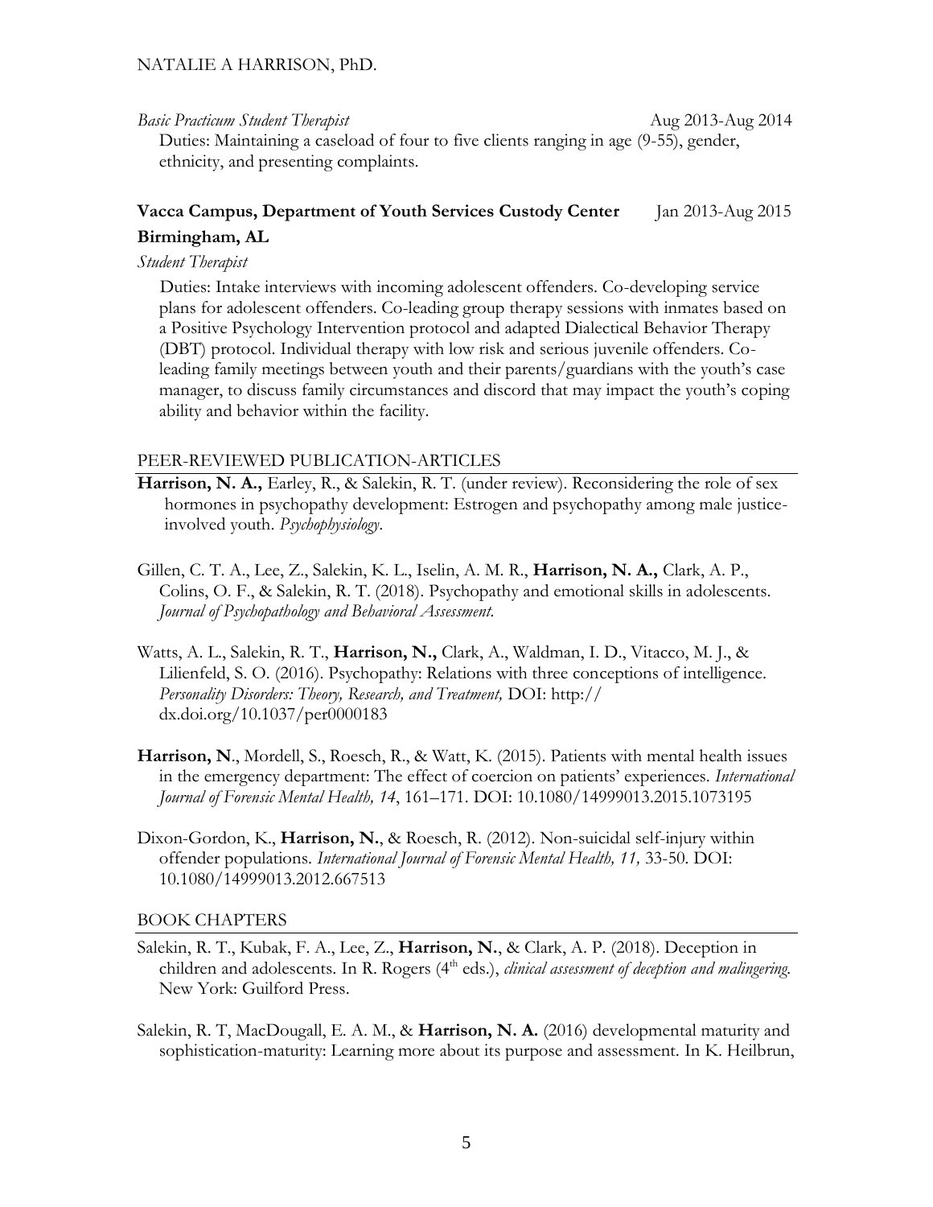*Basic Practicum Student Therapist* Aug 2013-Aug 2014

Duties: Maintaining a caseload of four to five clients ranging in age (9-55), gender, ethnicity, and presenting complaints.

**Vacca Campus, Department of Youth Services Custody Center** Jan 2013-Aug 2015
**Birmingham, AL**

*Student Therapist*

Duties: Intake interviews with incoming adolescent offenders. Co-developing service plans for adolescent offenders. Co-leading group therapy sessions with inmates based on a Positive Psychology Intervention protocol and adapted Dialectical Behavior Therapy (DBT) protocol. Individual therapy with low risk and serious juvenile offenders. Co-leading family meetings between youth and their parents/guardians with the youth's case manager, to discuss family circumstances and discord that may impact the youth's coping ability and behavior within the facility.

## PEER-REVIEWED PUBLICATION-ARTICLES

**Harrison, N. A.,** Earley, R., & Salekin, R. T. (under review). Reconsidering the role of sex hormones in psychopathy development: Estrogen and psychopathy among male justice-involved youth. *Psychophysiology*.

Gillen, C. T. A., Lee, Z., Salekin, K. L., Iselin, A. M. R., **Harrison, N. A.,** Clark, A. P., Colins, O. F., & Salekin, R. T. (2018). Psychopathy and emotional skills in adolescents. *Journal of Psychopathology and Behavioral Assessment.*

Watts, A. L., Salekin, R. T., **Harrison, N.,** Clark, A., Waldman, I. D., Vitacco, M. J., & Lilienfeld, S. O. (2016). Psychopathy: Relations with three conceptions of intelligence. *Personality Disorders: Theory, Research, and Treatment,* DOI: http:// dx.doi.org/10.1037/per0000183

**Harrison, N**., Mordell, S., Roesch, R., & Watt, K. (2015). Patients with mental health issues in the emergency department: The effect of coercion on patients' experiences. *International Journal of Forensic Mental Health, 14*, 161–171. DOI: 10.1080/14999013.2015.1073195

Dixon-Gordon, K., **Harrison, N.**, & Roesch, R. (2012). Non-suicidal self-injury within offender populations. *International Journal of Forensic Mental Health, 11,* 33-50. DOI: 10.1080/14999013.2012.667513

## BOOK CHAPTERS

Salekin, R. T., Kubak, F. A., Lee, Z., **Harrison, N.**, & Clark, A. P. (2018). Deception in children and adolescents. In R. Rogers (4th eds.), *clinical assessment of deception and malingering.* New York: Guilford Press.

Salekin, R. T, MacDougall, E. A. M., & **Harrison, N. A.** (2016) developmental maturity and sophistication-maturity: Learning more about its purpose and assessment. In K. Heilbrun,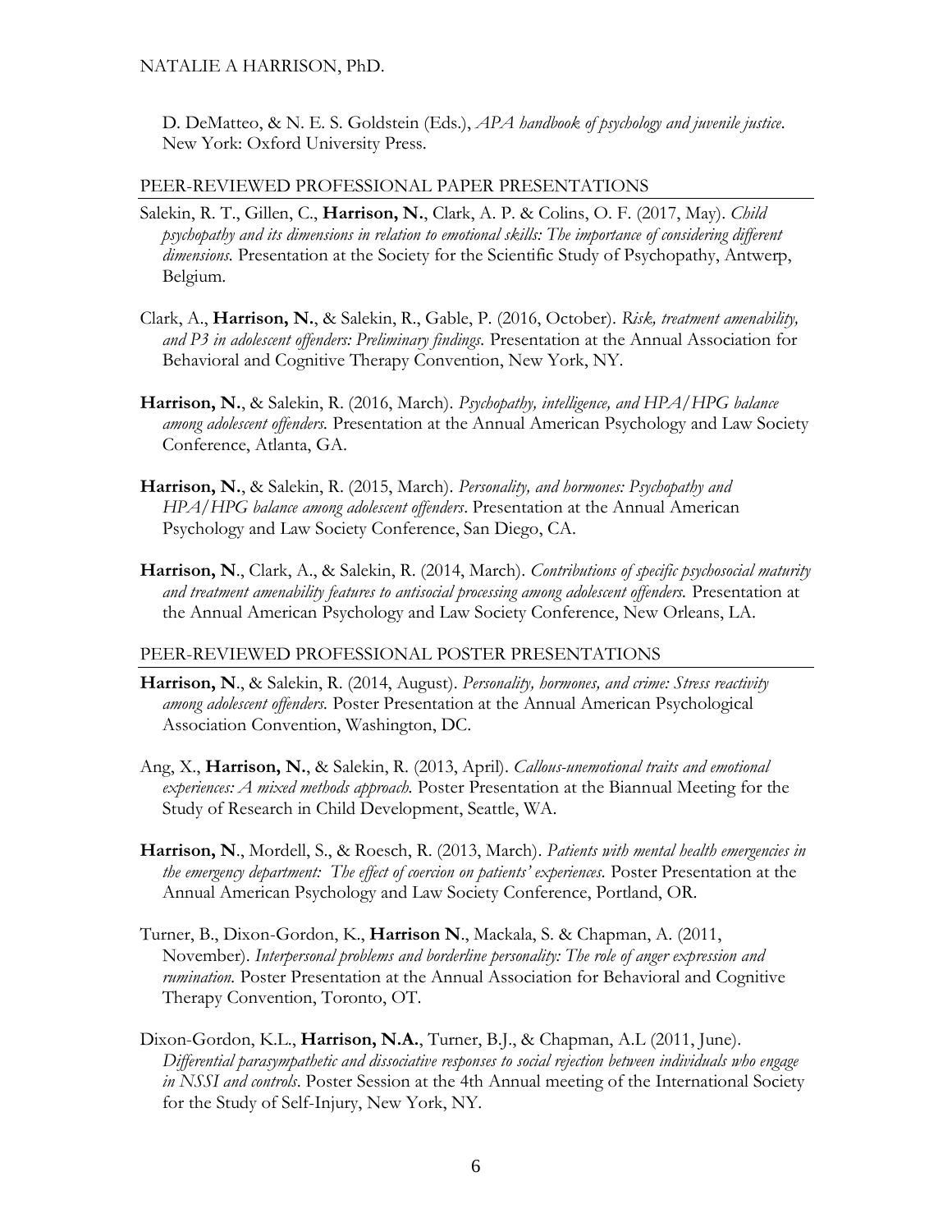D. DeMatteo, & N. E. S. Goldstein (Eds.), *APA handbook of psychology and juvenile justice*. New York: Oxford University Press.

## PEER-REVIEWED PROFESSIONAL PAPER PRESENTATIONS

Salekin, R. T., Gillen, C., **Harrison, N.**, Clark, A. P. & Colins, O. F. (2017, May). *Child psychopathy and its dimensions in relation to emotional skills: The importance of considering different dimensions.* Presentation at the Society for the Scientific Study of Psychopathy, Antwerp, Belgium.

Clark, A., **Harrison, N.**, & Salekin, R., Gable, P. (2016, October). *Risk, treatment amenability, and P3 in adolescent offenders: Preliminary findings.* Presentation at the Annual Association for Behavioral and Cognitive Therapy Convention, New York, NY.

**Harrison, N.**, & Salekin, R. (2016, March). *Psychopathy, intelligence, and HPA/HPG balance among adolescent offenders.* Presentation at the Annual American Psychology and Law Society Conference, Atlanta, GA.

**Harrison, N.**, & Salekin, R. (2015, March). *Personality, and hormones: Psychopathy and HPA/HPG balance among adolescent offenders*. Presentation at the Annual American Psychology and Law Society Conference, San Diego, CA.

**Harrison, N**., Clark, A., & Salekin, R. (2014, March). *Contributions of specific psychosocial maturity and treatment amenability features to antisocial processing among adolescent offenders.* Presentation at the Annual American Psychology and Law Society Conference, New Orleans, LA.

## PEER-REVIEWED PROFESSIONAL POSTER PRESENTATIONS

**Harrison, N**., & Salekin, R. (2014, August). *Personality, hormones, and crime: Stress reactivity among adolescent offenders.* Poster Presentation at the Annual American Psychological Association Convention, Washington, DC.

Ang, X., **Harrison, N.**, & Salekin, R. (2013, April). *Callous-unemotional traits and emotional experiences: A mixed methods approach.* Poster Presentation at the Biannual Meeting for the Study of Research in Child Development, Seattle, WA.

**Harrison, N**., Mordell, S., & Roesch, R. (2013, March). *Patients with mental health emergencies in the emergency department: The effect of coercion on patients' experiences*. Poster Presentation at the Annual American Psychology and Law Society Conference, Portland, OR.

Turner, B., Dixon-Gordon, K., **Harrison N**., Mackala, S. & Chapman, A. (2011, November). *Interpersonal problems and borderline personality: The role of anger expression and rumination.* Poster Presentation at the Annual Association for Behavioral and Cognitive Therapy Convention, Toronto, OT.

Dixon-Gordon, K.L., **Harrison, N.A.**, Turner, B.J., & Chapman, A.L (2011, June). *Differential parasympathetic and dissociative responses to social rejection between individuals who engage in NSSI and controls*. Poster Session at the 4th Annual meeting of the International Society for the Study of Self-Injury, New York, NY.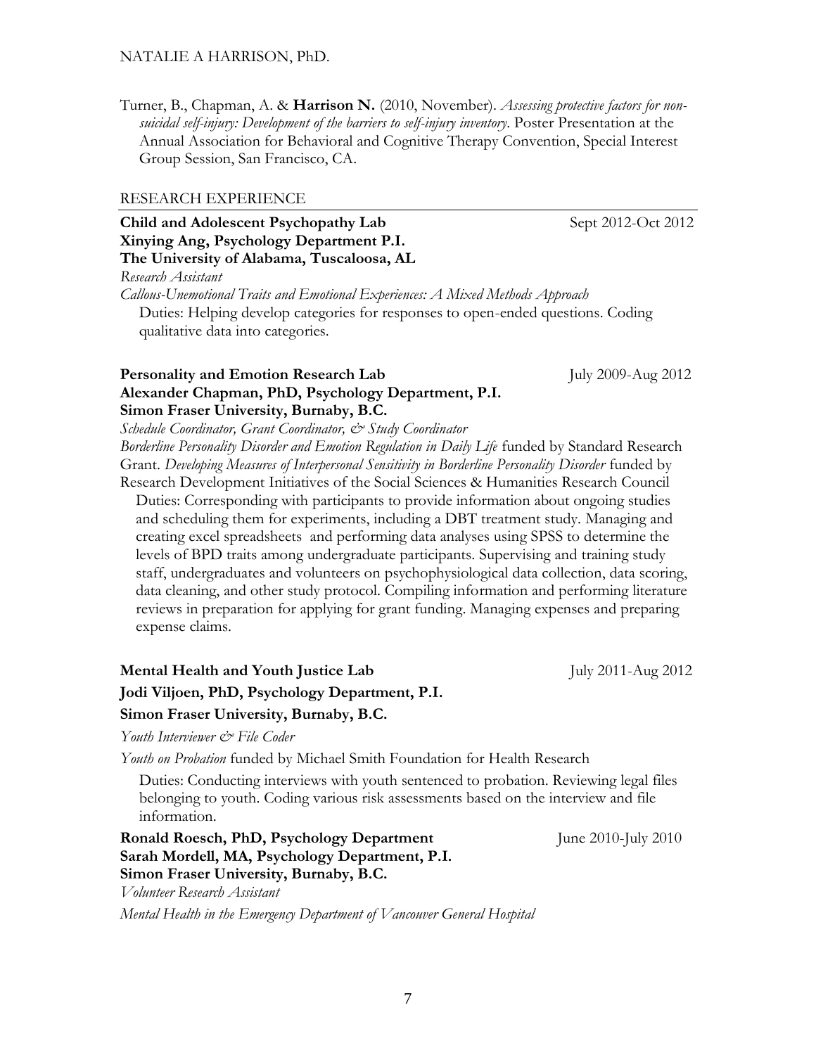Turner, B., Chapman, A. & **Harrison N.** (2010, November). *Assessing protective factors for non-suicidal self-injury: Development of the barriers to self-injury inventory*. Poster Presentation at the Annual Association for Behavioral and Cognitive Therapy Convention, Special Interest Group Session, San Francisco, CA.

## RESEARCH EXPERIENCE

**Child and Adolescent Psychopathy Lab** Sept 2012-Oct 2012
**Xinying Ang, Psychology Department P.I.**
**The University of Alabama, Tuscaloosa, AL**
*Research Assistant*
*Callous-Unemotional Traits and Emotional Experiences: A Mixed Methods Approach*

Duties: Helping develop categories for responses to open-ended questions. Coding qualitative data into categories.

**Personality and Emotion Research Lab** July 2009-Aug 2012
**Alexander Chapman, PhD, Psychology Department, P.I.**
**Simon Fraser University, Burnaby, B.C.**
*Schedule Coordinator, Grant Coordinator, & Study Coordinator*
*Borderline Personality Disorder and Emotion Regulation in Daily Life* funded by Standard Research Grant. *Developing Measures of Interpersonal Sensitivity in Borderline Personality Disorder* funded by Research Development Initiatives of the Social Sciences & Humanities Research Council

Duties: Corresponding with participants to provide information about ongoing studies and scheduling them for experiments, including a DBT treatment study. Managing and creating excel spreadsheets and performing data analyses using SPSS to determine the levels of BPD traits among undergraduate participants. Supervising and training study staff, undergraduates and volunteers on psychophysiological data collection, data scoring, data cleaning, and other study protocol. Compiling information and performing literature reviews in preparation for applying for grant funding. Managing expenses and preparing expense claims.

**Mental Health and Youth Justice Lab** July 2011-Aug 2012
**Jodi Viljoen, PhD, Psychology Department, P.I.**
**Simon Fraser University, Burnaby, B.C.**
*Youth Interviewer & File Coder*
*Youth on Probation* funded by Michael Smith Foundation for Health Research

Duties: Conducting interviews with youth sentenced to probation. Reviewing legal files belonging to youth. Coding various risk assessments based on the interview and file information.

**Ronald Roesch, PhD, Psychology Department** June 2010-July 2010
**Sarah Mordell, MA, Psychology Department, P.I.**
**Simon Fraser University, Burnaby, B.C.**
*Volunteer Research Assistant*
*Mental Health in the Emergency Department of Vancouver General Hospital*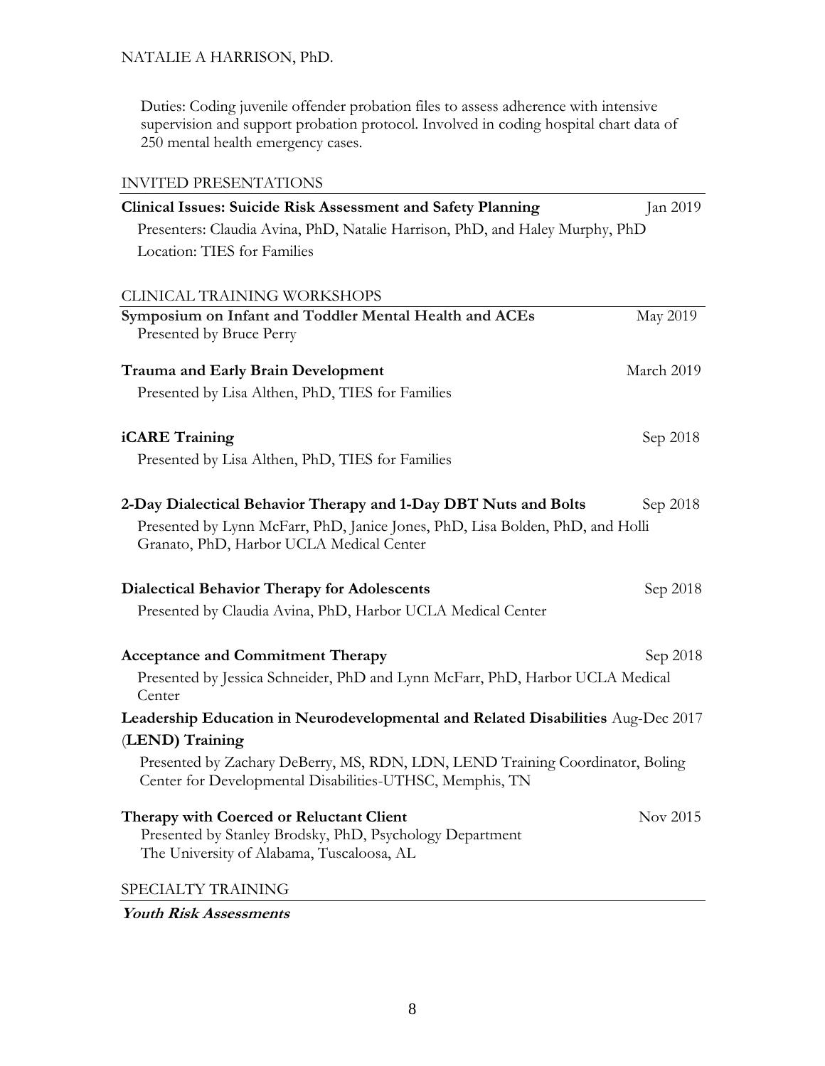Duties: Coding juvenile offender probation files to assess adherence with intensive supervision and support probation protocol. Involved in coding hospital chart data of 250 mental health emergency cases.

## INVITED PRESENTATIONS

**Clinical Issues: Suicide Risk Assessment and Safety Planning** — Jan 2019
Presenters: Claudia Avina, PhD, Natalie Harrison, PhD, and Haley Murphy, PhD
Location: TIES for Families

## CLINICAL TRAINING WORKSHOPS

**Symposium on Infant and Toddler Mental Health and ACEs** — May 2019
Presented by Bruce Perry

**Trauma and Early Brain Development** — March 2019
Presented by Lisa Althen, PhD, TIES for Families

**iCARE Training** — Sep 2018
Presented by Lisa Althen, PhD, TIES for Families

**2-Day Dialectical Behavior Therapy and 1-Day DBT Nuts and Bolts** — Sep 2018
Presented by Lynn McFarr, PhD, Janice Jones, PhD, Lisa Bolden, PhD, and Holli Granato, PhD, Harbor UCLA Medical Center

**Dialectical Behavior Therapy for Adolescents** — Sep 2018
Presented by Claudia Avina, PhD, Harbor UCLA Medical Center

**Acceptance and Commitment Therapy** — Sep 2018
Presented by Jessica Schneider, PhD and Lynn McFarr, PhD, Harbor UCLA Medical Center

**Leadership Education in Neurodevelopmental and Related Disabilities (LEND) Training** — Aug-Dec 2017
Presented by Zachary DeBerry, MS, RDN, LDN, LEND Training Coordinator, Boling Center for Developmental Disabilities-UTHSC, Memphis, TN

**Therapy with Coerced or Reluctant Client** — Nov 2015
Presented by Stanley Brodsky, PhD, Psychology Department
The University of Alabama, Tuscaloosa, AL

## SPECIALTY TRAINING

***Youth Risk Assessments***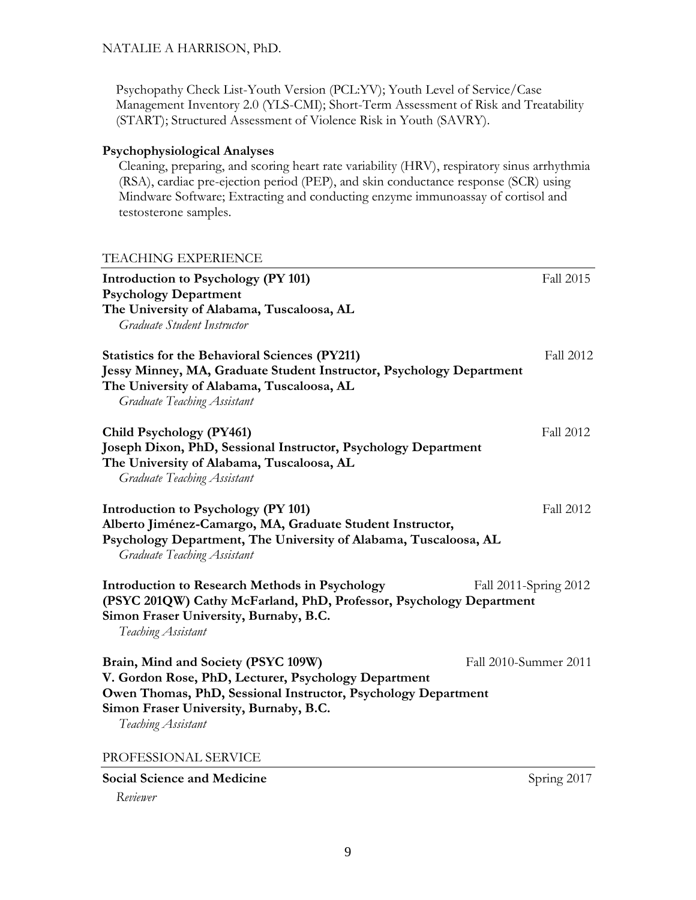Psychopathy Check List-Youth Version (PCL:YV); Youth Level of Service/Case Management Inventory 2.0 (YLS-CMI); Short-Term Assessment of Risk and Treatability (START); Structured Assessment of Violence Risk in Youth (SAVRY).

**Psychophysiological Analyses**

Cleaning, preparing, and scoring heart rate variability (HRV), respiratory sinus arrhythmia (RSA), cardiac pre-ejection period (PEP), and skin conductance response (SCR) using Mindware Software; Extracting and conducting enzyme immunoassay of cortisol and testosterone samples.

## TEACHING EXPERIENCE

**Introduction to Psychology (PY 101)** — Fall 2015
**Psychology Department**
**The University of Alabama, Tuscaloosa, AL**
*Graduate Student Instructor*

**Statistics for the Behavioral Sciences (PY211)** — Fall 2012
**Jessy Minney, MA, Graduate Student Instructor, Psychology Department**
**The University of Alabama, Tuscaloosa, AL**
*Graduate Teaching Assistant*

**Child Psychology (PY461)** — Fall 2012
**Joseph Dixon, PhD, Sessional Instructor, Psychology Department**
**The University of Alabama, Tuscaloosa, AL**
*Graduate Teaching Assistant*

**Introduction to Psychology (PY 101)** — Fall 2012
**Alberto Jiménez-Camargo, MA, Graduate Student Instructor,**
**Psychology Department, The University of Alabama, Tuscaloosa, AL**
*Graduate Teaching Assistant*

**Introduction to Research Methods in Psychology** — Fall 2011-Spring 2012
**(PSYC 201QW) Cathy McFarland, PhD, Professor, Psychology Department**
**Simon Fraser University, Burnaby, B.C.**
*Teaching Assistant*

**Brain, Mind and Society (PSYC 109W)** — Fall 2010-Summer 2011
**V. Gordon Rose, PhD, Lecturer, Psychology Department**
**Owen Thomas, PhD, Sessional Instructor, Psychology Department**
**Simon Fraser University, Burnaby, B.C.**
*Teaching Assistant*

## PROFESSIONAL SERVICE

**Social Science and Medicine** — Spring 2017
*Reviewer*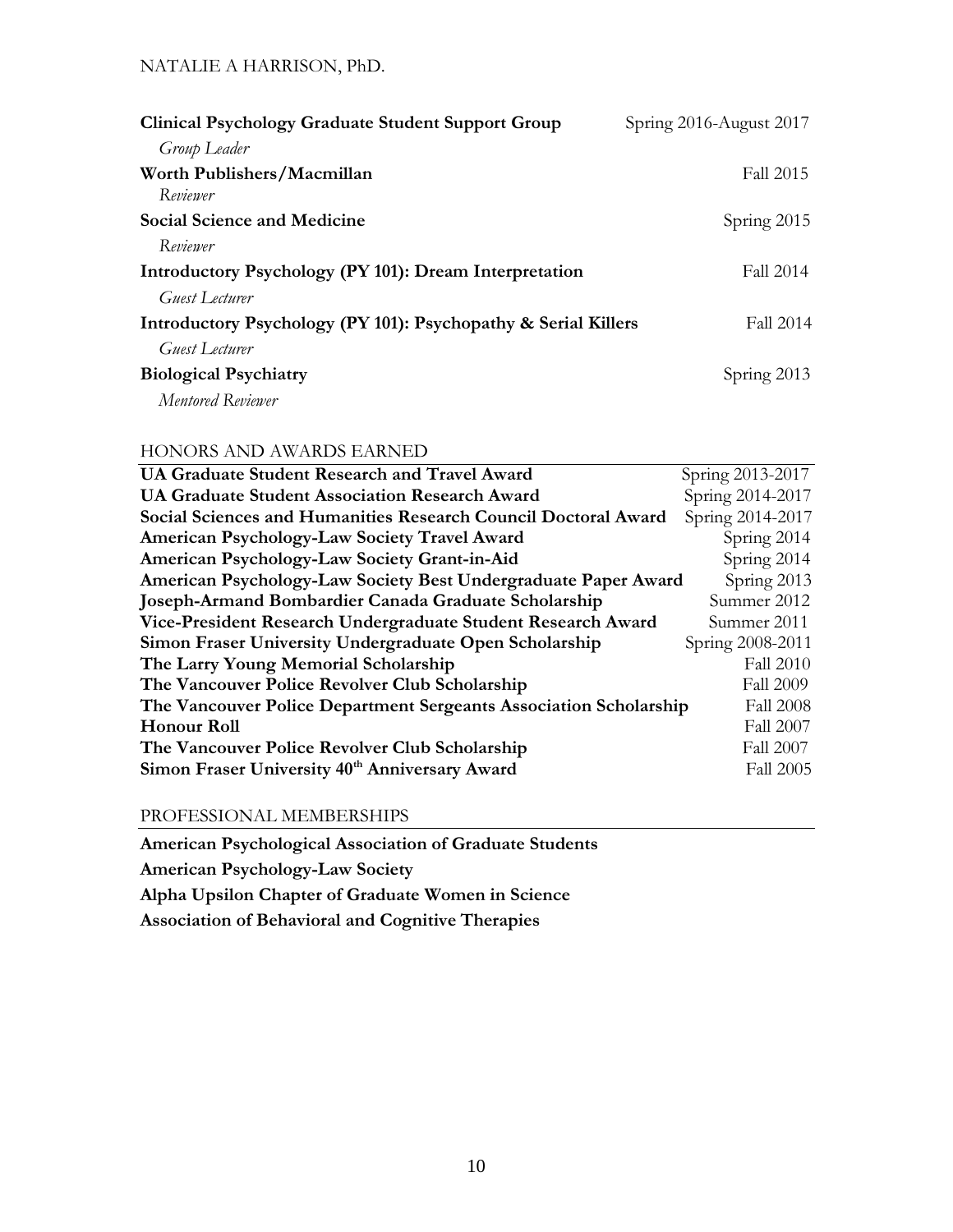**Clinical Psychology Graduate Student Support Group** Spring 2016-August 2017

*Group Leader*

**Worth Publishers/Macmillan** Fall 2015

*Reviewer*

**Social Science and Medicine** Spring 2015

*Reviewer*

**Introductory Psychology (PY 101): Dream Interpretation** Fall 2014

*Guest Lecturer*

**Introductory Psychology (PY 101): Psychopathy & Serial Killers** Fall 2014

*Guest Lecturer*

**Biological Psychiatry** Spring 2013

*Mentored Reviewer*

## HONORS AND AWARDS EARNED

| | |
|---|---|
| **UA Graduate Student Research and Travel Award** | Spring 2013-2017 |
| **UA Graduate Student Association Research Award** | Spring 2014-2017 |
| **Social Sciences and Humanities Research Council Doctoral Award** | Spring 2014-2017 |
| **American Psychology-Law Society Travel Award** | Spring 2014 |
| **American Psychology-Law Society Grant-in-Aid** | Spring 2014 |
| **American Psychology-Law Society Best Undergraduate Paper Award** | Spring 2013 |
| **Joseph-Armand Bombardier Canada Graduate Scholarship** | Summer 2012 |
| **Vice-President Research Undergraduate Student Research Award** | Summer 2011 |
| **Simon Fraser University Undergraduate Open Scholarship** | Spring 2008-2011 |
| **The Larry Young Memorial Scholarship** | Fall 2010 |
| **The Vancouver Police Revolver Club Scholarship** | Fall 2009 |
| **The Vancouver Police Department Sergeants Association Scholarship** | Fall 2008 |
| **Honour Roll** | Fall 2007 |
| **The Vancouver Police Revolver Club Scholarship** | Fall 2007 |
| **Simon Fraser University 40th Anniversary Award** | Fall 2005 |

## PROFESSIONAL MEMBERSHIPS

**American Psychological Association of Graduate Students**

**American Psychology-Law Society**

**Alpha Upsilon Chapter of Graduate Women in Science**

**Association of Behavioral and Cognitive Therapies**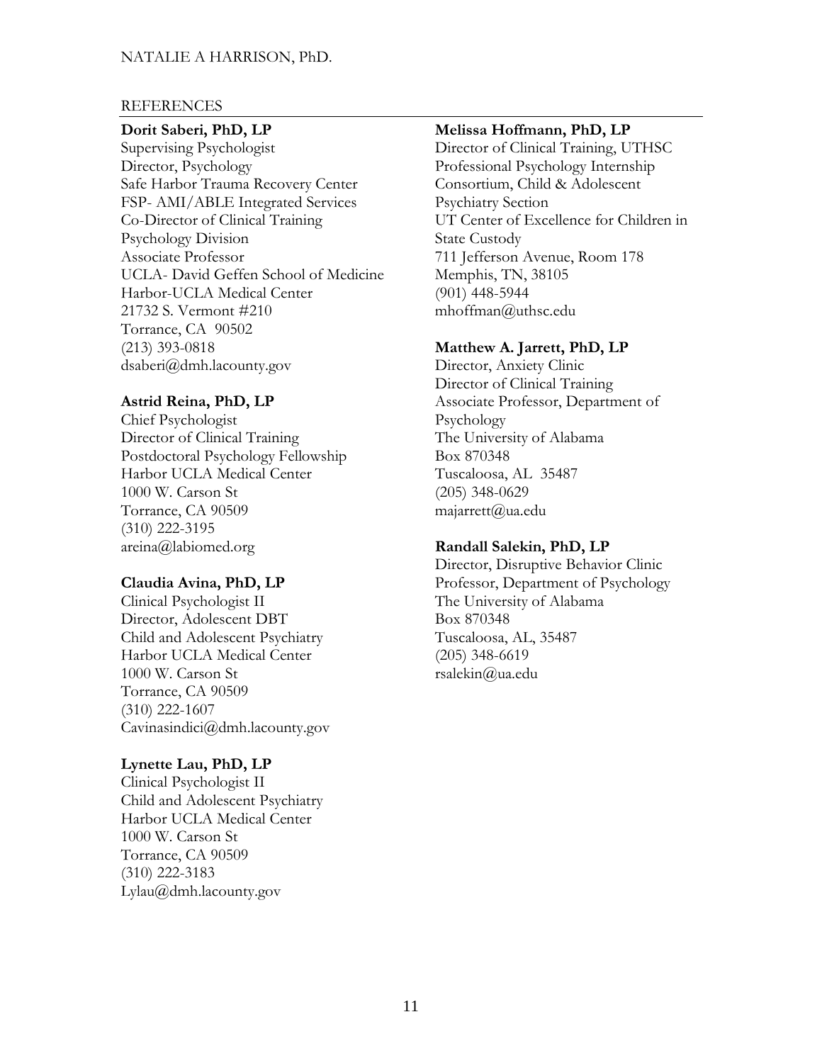## REFERENCES

**Dorit Saberi, PhD, LP**
Supervising Psychologist
Director, Psychology
Safe Harbor Trauma Recovery Center
FSP- AMI/ABLE Integrated Services
Co-Director of Clinical Training
Psychology Division
Associate Professor
UCLA- David Geffen School of Medicine
Harbor-UCLA Medical Center
21732 S. Vermont #210
Torrance, CA 90502
(213) 393-0818
dsaberi@dmh.lacounty.gov

**Astrid Reina, PhD, LP**
Chief Psychologist
Director of Clinical Training
Postdoctoral Psychology Fellowship
Harbor UCLA Medical Center
1000 W. Carson St
Torrance, CA 90509
(310) 222-3195
areina@labiomed.org

**Claudia Avina, PhD, LP**
Clinical Psychologist II
Director, Adolescent DBT
Child and Adolescent Psychiatry
Harbor UCLA Medical Center
1000 W. Carson St
Torrance, CA 90509
(310) 222-1607
Cavinasindici@dmh.lacounty.gov

**Lynette Lau, PhD, LP**
Clinical Psychologist II
Child and Adolescent Psychiatry
Harbor UCLA Medical Center
1000 W. Carson St
Torrance, CA 90509
(310) 222-3183
Lylau@dmh.lacounty.gov

**Melissa Hoffmann, PhD, LP**
Director of Clinical Training, UTHSC
Professional Psychology Internship
Consortium, Child & Adolescent
Psychiatry Section
UT Center of Excellence for Children in
State Custody
711 Jefferson Avenue, Room 178
Memphis, TN, 38105
(901) 448-5944
mhoffman@uthsc.edu

**Matthew A. Jarrett, PhD, LP**
Director, Anxiety Clinic
Director of Clinical Training
Associate Professor, Department of
Psychology
The University of Alabama
Box 870348
Tuscaloosa, AL 35487
(205) 348-0629
majarrett@ua.edu

**Randall Salekin, PhD, LP**
Director, Disruptive Behavior Clinic
Professor, Department of Psychology
The University of Alabama
Box 870348
Tuscaloosa, AL, 35487
(205) 348-6619
rsalekin@ua.edu